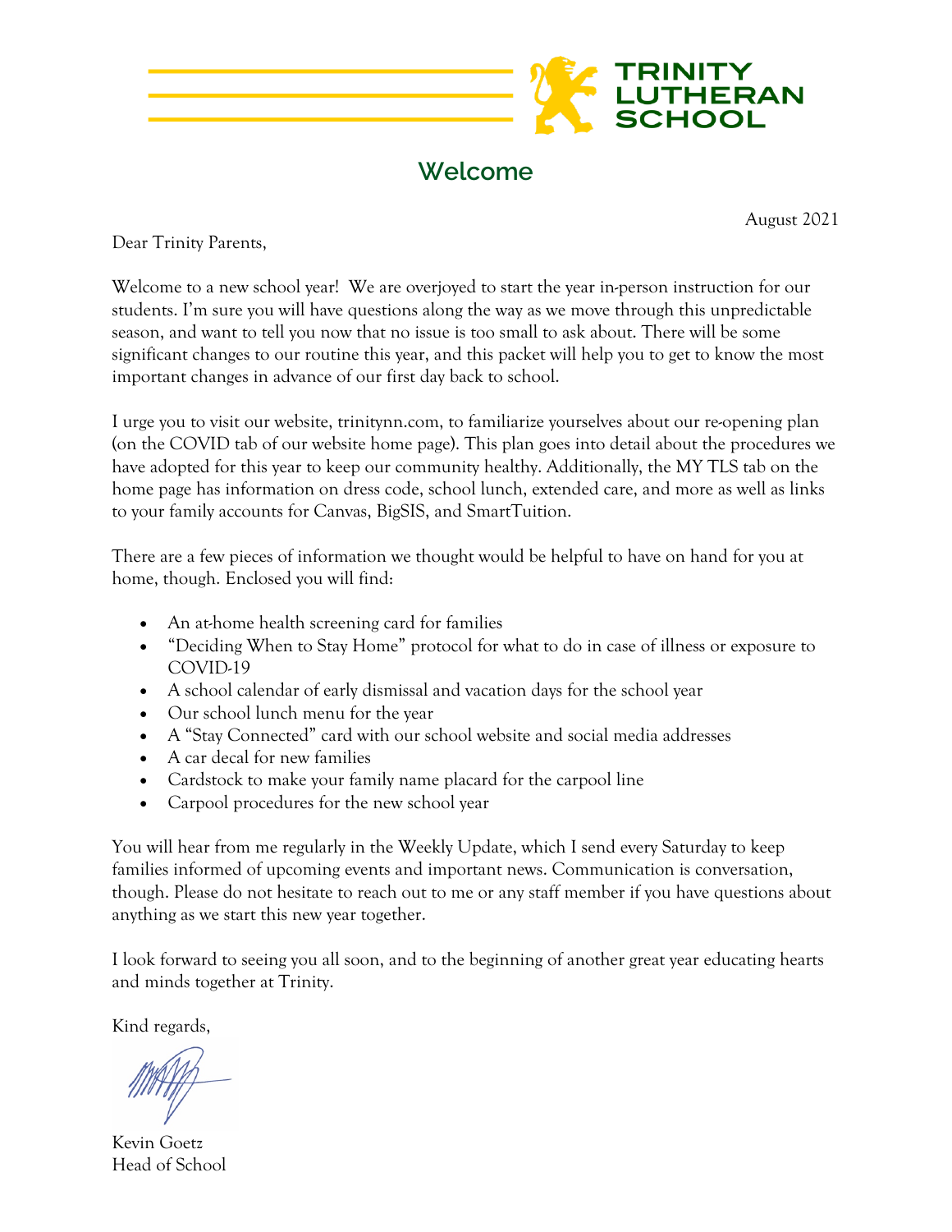TRINITY LUTHERAN SCHOOL

## Welcome

August 2021

Dear Trinity Parents,

Welcome to a new school year! We are overjoyed to start the year in-person instruction for our students. I'm sure you will have questions along the way as we move through this unpredictable season, and want to tell you now that no issue is too small to ask about. There will be some significant changes to our routine this year, and this packet will help you to get to know the most important changes in advance of our first day back to school.

I urge you to visit our website, trinitynn.com, to familiarize yourselves about our re-opening plan (on the COVID tab of our website home page). This plan goes into detail about the procedures we have adopted for this year to keep our community healthy. Additionally, the MY TLS tab on the home page has information on dress code, school lunch, extended care, and more as well as links to your family accounts for Canvas, BigSIS, and SmartTuition.

There are a few pieces of information we thought would be helpful to have on hand for you at home, though. Enclosed you will find:

- An at-home health screening card for families
- "Deciding When to Stay Home" protocol for what to do in case of illness or exposure to COVID-19
- A school calendar of early dismissal and vacation days for the school year
- Our school lunch menu for the year
- A "Stay Connected" card with our school website and social media addresses
- A car decal for new families
- Cardstock to make your family name placard for the carpool line
- Carpool procedures for the new school year

You will hear from me regularly in the Weekly Update, which I send every Saturday to keep families informed of upcoming events and important news. Communication is conversation, though. Please do not hesitate to reach out to me or any staff member if you have questions about anything as we start this new year together.

I look forward to seeing you all soon, and to the beginning of another great year educating hearts and minds together at Trinity.

Kind regards,

Kevin Goetz
Head of School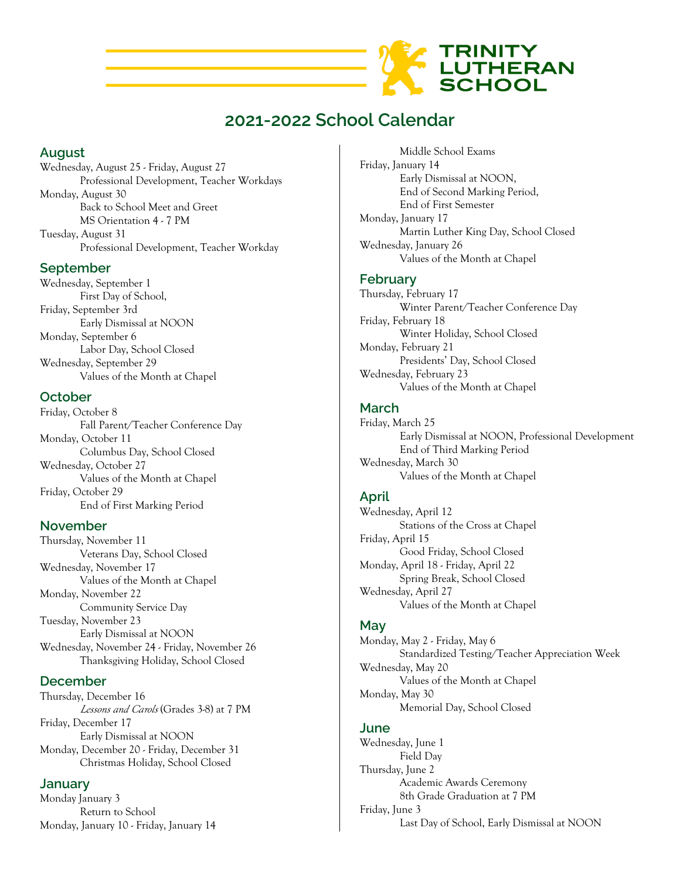TRINITY LUTHERAN SCHOOL

# 2021-2022 School Calendar

## August

Wednesday, August 25 - Friday, August 27
    Professional Development, Teacher Workdays
Monday, August 30
    Back to School Meet and Greet
    MS Orientation 4 - 7 PM
Tuesday, August 31
    Professional Development, Teacher Workday

## September

Wednesday, September 1
    First Day of School,
Friday, September 3rd
    Early Dismissal at NOON
Monday, September 6
    Labor Day, School Closed
Wednesday, September 29
    Values of the Month at Chapel

## October

Friday, October 8
    Fall Parent/Teacher Conference Day
Monday, October 11
    Columbus Day, School Closed
Wednesday, October 27
    Values of the Month at Chapel
Friday, October 29
    End of First Marking Period

## November

Thursday, November 11
    Veterans Day, School Closed
Wednesday, November 17
    Values of the Month at Chapel
Monday, November 22
    Community Service Day
Tuesday, November 23
    Early Dismissal at NOON
Wednesday, November 24 - Friday, November 26
    Thanksgiving Holiday, School Closed

## December

Thursday, December 16
    *Lessons and Carols* (Grades 3-8) at 7 PM
Friday, December 17
    Early Dismissal at NOON
Monday, December 20 - Friday, December 31
    Christmas Holiday, School Closed

## January

Monday January 3
    Return to School
Monday, January 10 - Friday, January 14
    Middle School Exams
Friday, January 14
    Early Dismissal at NOON,
    End of Second Marking Period,
    End of First Semester
Monday, January 17
    Martin Luther King Day, School Closed
Wednesday, January 26
    Values of the Month at Chapel

## February

Thursday, February 17
    Winter Parent/Teacher Conference Day
Friday, February 18
    Winter Holiday, School Closed
Monday, February 21
    Presidents' Day, School Closed
Wednesday, February 23
    Values of the Month at Chapel

## March

Friday, March 25
    Early Dismissal at NOON, Professional Development
    End of Third Marking Period
Wednesday, March 30
    Values of the Month at Chapel

## April

Wednesday, April 12
    Stations of the Cross at Chapel
Friday, April 15
    Good Friday, School Closed
Monday, April 18 - Friday, April 22
    Spring Break, School Closed
Wednesday, April 27
    Values of the Month at Chapel

## May

Monday, May 2 - Friday, May 6
    Standardized Testing/Teacher Appreciation Week
Wednesday, May 20
    Values of the Month at Chapel
Monday, May 30
    Memorial Day, School Closed

## June

Wednesday, June 1
    Field Day
Thursday, June 2
    Academic Awards Ceremony
    8th Grade Graduation at 7 PM
Friday, June 3
    Last Day of School, Early Dismissal at NOON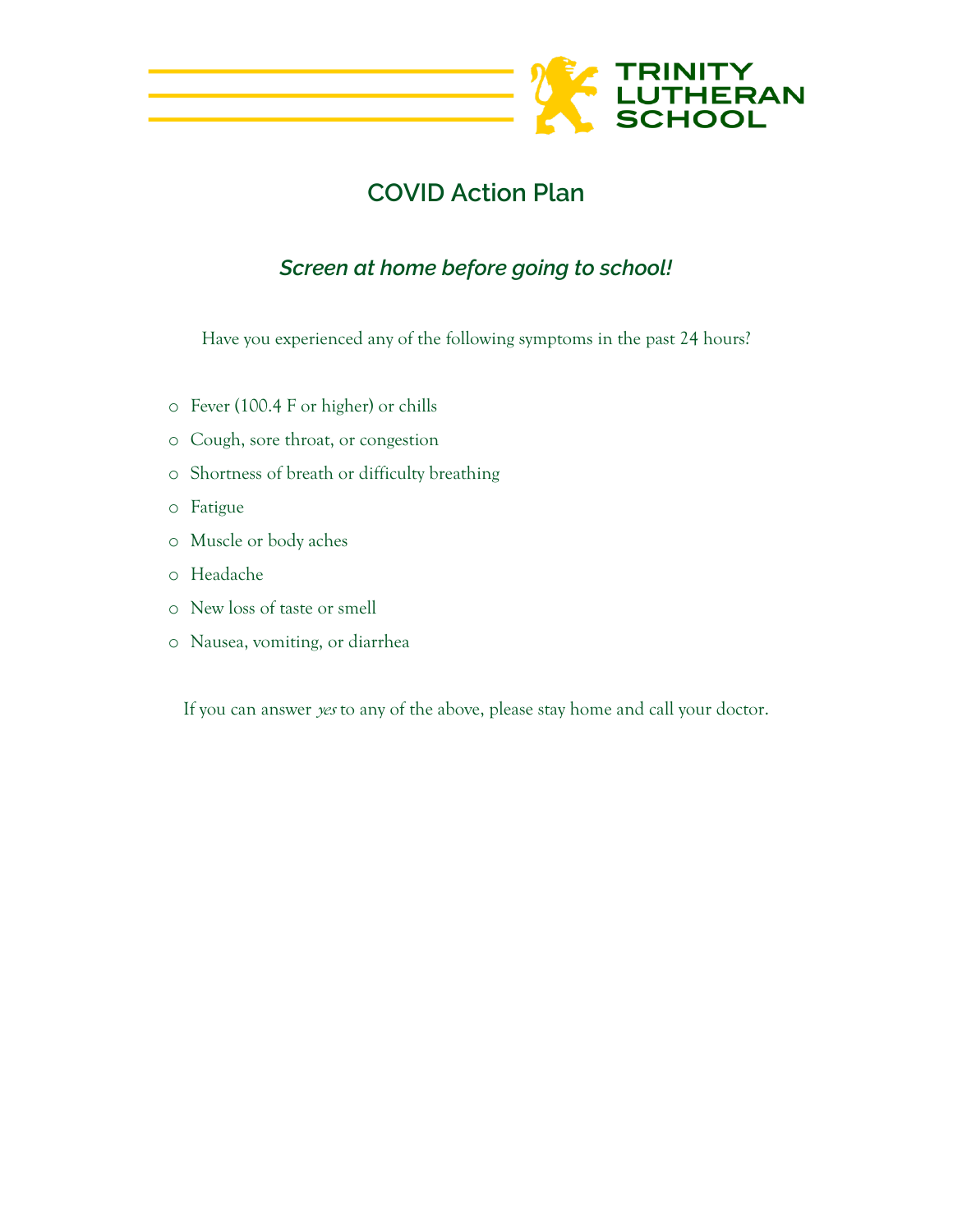TRINITY LUTHERAN SCHOOL

# COVID Action Plan

## *Screen at home before going to school!*

Have you experienced any of the following symptoms in the past 24 hours?

- Fever (100.4 F or higher) or chills
- Cough, sore throat, or congestion
- Shortness of breath or difficulty breathing
- Fatigue
- Muscle or body aches
- Headache
- New loss of taste or smell
- Nausea, vomiting, or diarrhea

If you can answer *yes* to any of the above, please stay home and call your doctor.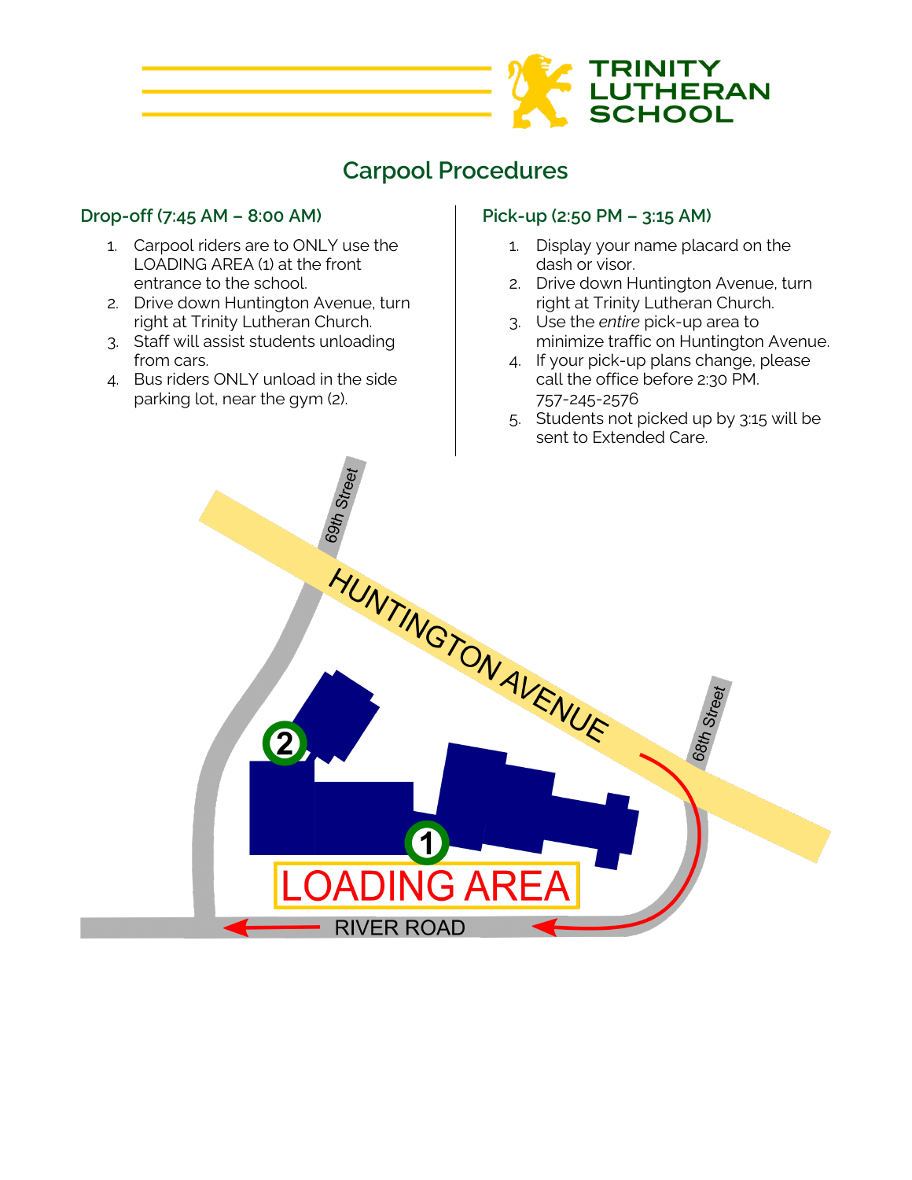# TRINITY LUTHERAN SCHOOL

## Carpool Procedures

### Drop-off (7:45 AM – 8:00 AM)

1. Carpool riders are to ONLY use the LOADING AREA (1) at the front entrance to the school.
2. Drive down Huntington Avenue, turn right at Trinity Lutheran Church.
3. Staff will assist students unloading from cars.
4. Bus riders ONLY unload in the side parking lot, near the gym (2).

### Pick-up (2:50 PM – 3:15 AM)

1. Display your name placard on the dash or visor.
2. Drive down Huntington Avenue, turn right at Trinity Lutheran Church.
3. Use the *entire* pick-up area to minimize traffic on Huntington Avenue.
4. If your pick-up plans change, please call the office before 2:30 PM. 757-245-2576
5. Students not picked up by 3:15 will be sent to Extended Care.

69th Street

HUNTINGTON AVENUE

68th Street

2

1

LOADING AREA

RIVER ROAD